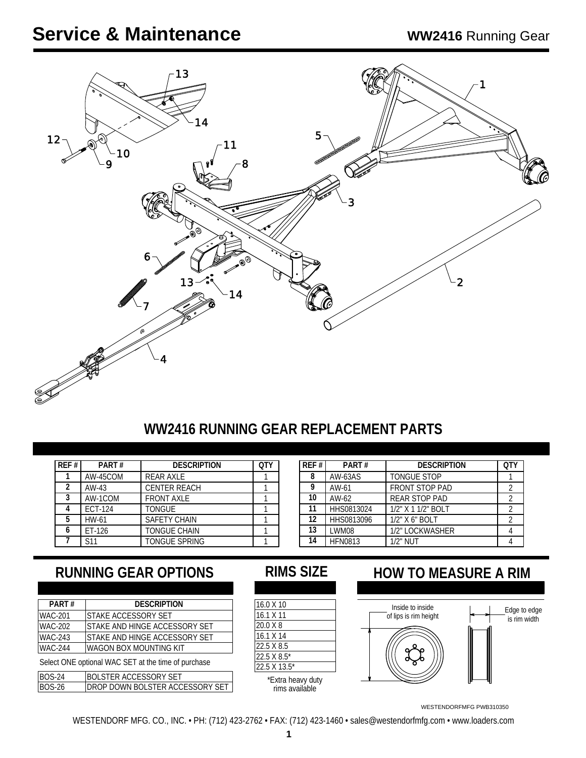# Service & Maintenance

**WW2416** Running Gear

## WW2416 RUNNING GEAR REPLACEMENT PARTS

| REF # | PART # | DESCRIPTION | QTY |
|---|---|---|---|
| 1 | AW-45COM | REAR AXLE | 1 |
| 2 | AW-43 | CENTER REACH | 1 |
| 3 | AW-1COM | FRONT AXLE | 1 |
| 4 | ECT-124 | TONGUE | 1 |
| 5 | HW-61 | SAFETY CHAIN | 1 |
| 6 | ET-126 | TONGUE CHAIN | 1 |
| 7 | S11 | TONGUE SPRING | 1 |

| REF # | PART # | DESCRIPTION | QTY |
|---|---|---|---|
| 8 | AW-63AS | TONGUE STOP | 1 |
| 9 | AW-61 | FRONT STOP PAD | 2 |
| 10 | AW-62 | REAR STOP PAD | 2 |
| 11 | HHS0813024 | 1/2" X 1 1/2" BOLT | 2 |
| 12 | HHS0813096 | 1/2" X 6" BOLT | 2 |
| 13 | LWM08 | 1/2" LOCKWASHER | 4 |
| 14 | HFN0813 | 1/2" NUT | 4 |

## RUNNING GEAR OPTIONS

| PART # | DESCRIPTION |
|---|---|
| WAC-201 | STAKE ACCESSORY SET |
| WAC-202 | STAKE AND HINGE ACCESSORY SET |
| WAC-243 | STAKE AND HINGE ACCESSORY SET |
| WAC-244 | WAGON BOX MOUNTING KIT |

Select ONE optional WAC SET at the time of purchase

| PART # | DESCRIPTION |
|---|---|
| BOS-24 | BOLSTER ACCESSORY SET |
| BOS-26 | DROP DOWN BOLSTER ACCESSORY SET |

## RIMS SIZE

| |
|---|
| 16.0 X 10 |
| 16.1 X 11 |
| 20.0 X 8 |
| 16.1 X 14 |
| 22.5 X 8.5 |
| 22.5 X 8.5* |
| 22.5 X 13.5* |

*Extra heavy duty rims available

## HOW TO MEASURE A RIM

Inside to inside of lips is rim height

Edge to edge is rim width

WESTENDORFMFG PWB310350

WESTENDORF MFG. CO., INC. • PH: (712) 423-2762 • FAX: (712) 423-1460 • sales@westendorfmfg.com • www.loaders.com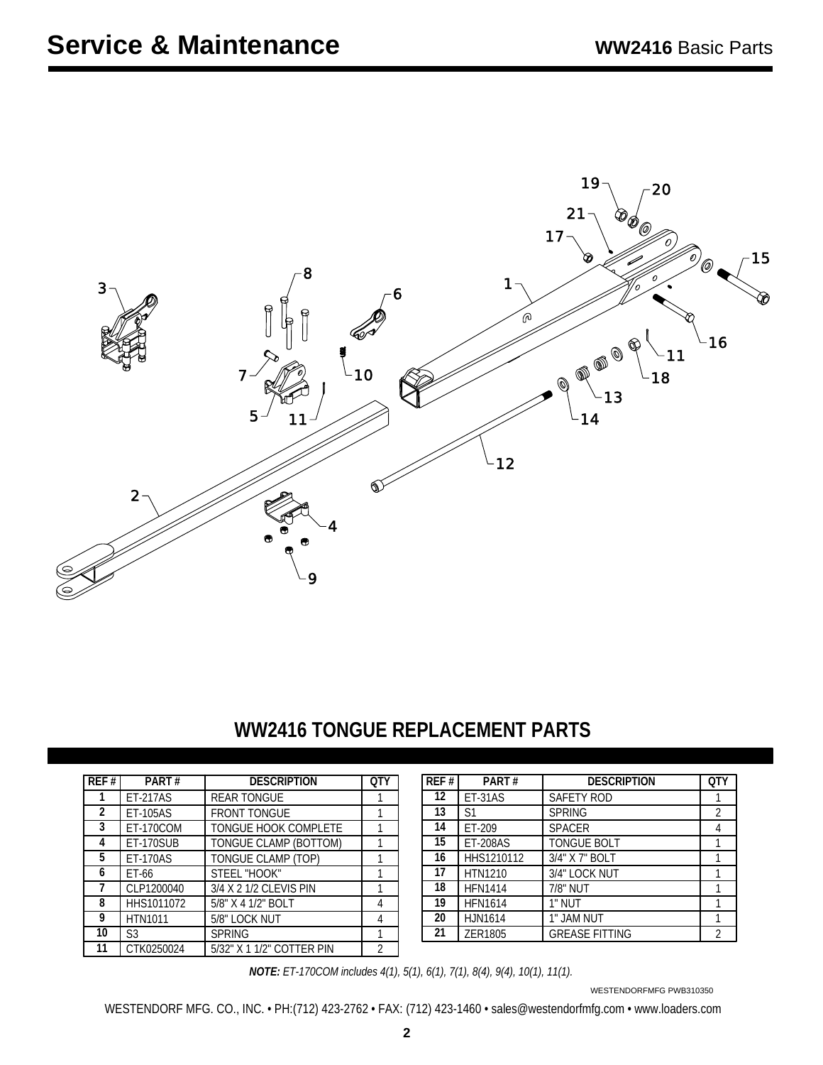# Service & Maintenance

**WW2416** Basic Parts

## WW2416 TONGUE REPLACEMENT PARTS

| REF # | PART # | DESCRIPTION | QTY |
|---|---|---|---|
| 1 | ET-217AS | REAR TONGUE | 1 |
| 2 | ET-105AS | FRONT TONGUE | 1 |
| 3 | ET-170COM | TONGUE HOOK COMPLETE | 1 |
| 4 | ET-170SUB | TONGUE CLAMP (BOTTOM) | 1 |
| 5 | ET-170AS | TONGUE CLAMP (TOP) | 1 |
| 6 | ET-66 | STEEL "HOOK" | 1 |
| 7 | CLP1200040 | 3/4 X 2 1/2 CLEVIS PIN | 1 |
| 8 | HHS1011072 | 5/8" X 4 1/2" BOLT | 4 |
| 9 | HTN1011 | 5/8" LOCK NUT | 4 |
| 10 | S3 | SPRING | 1 |
| 11 | CTK0250024 | 5/32" X 1 1/2" COTTER PIN | 2 |
| 12 | ET-31AS | SAFETY ROD | 1 |
| 13 | S1 | SPRING | 2 |
| 14 | ET-209 | SPACER | 4 |
| 15 | ET-208AS | TONGUE BOLT | 1 |
| 16 | HHS1210112 | 3/4" X 7" BOLT | 1 |
| 17 | HTN1210 | 3/4" LOCK NUT | 1 |
| 18 | HFN1414 | 7/8" NUT | 1 |
| 19 | HFN1614 | 1" NUT | 1 |
| 20 | HJN1614 | 1" JAM NUT | 1 |
| 21 | ZER1805 | GREASE FITTING | 2 |

***NOTE:*** *ET-170COM includes 4(1), 5(1), 6(1), 7(1), 8(4), 9(4), 10(1), 11(1).*

WESTENDORFMFG PWB310350

WESTENDORF MFG. CO., INC. • PH:(712) 423-2762 • FAX: (712) 423-1460 • sales@westendorfmfg.com • www.loaders.com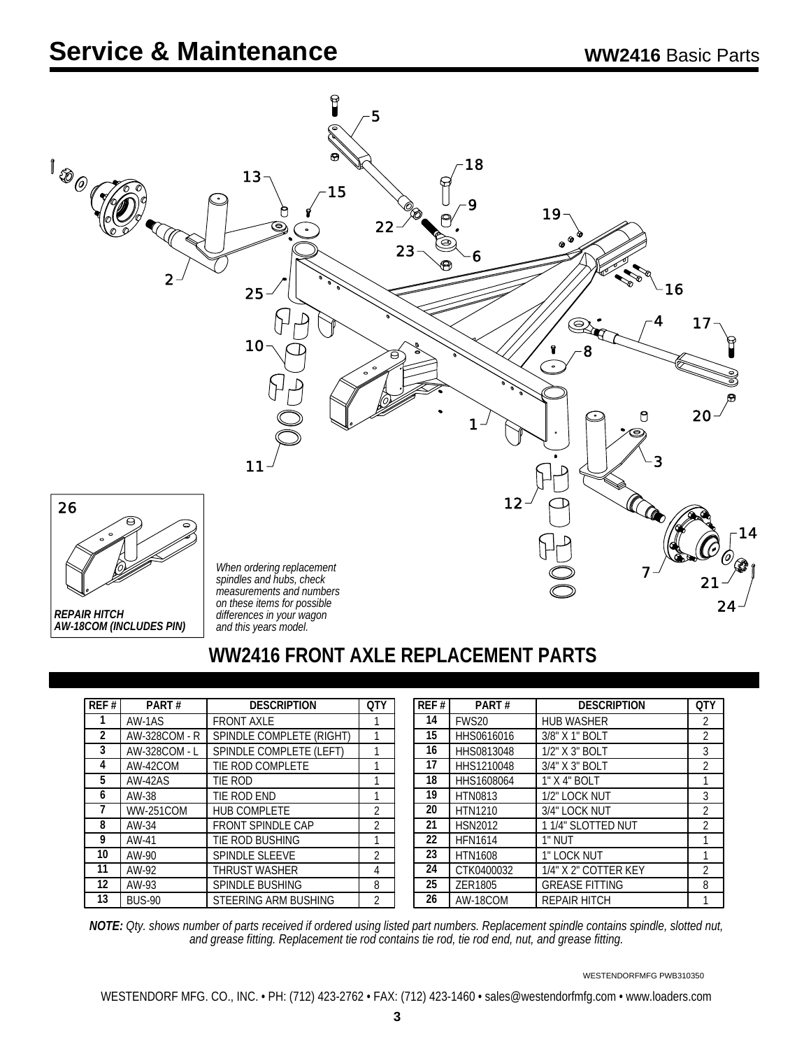# Service & Maintenance

**WW2416** Basic Parts

26

*REPAIR HITCH*
*AW-18COM (INCLUDES PIN)*

*When ordering replacement spindles and hubs, check measurements and numbers on these items for possible differences in your wagon and this years model.*

## WW2416 FRONT AXLE REPLACEMENT PARTS

| REF # | PART # | DESCRIPTION | QTY |
|---|---|---|---|
| 1 | AW-1AS | FRONT AXLE | 1 |
| 2 | AW-328COM - R | SPINDLE COMPLETE (RIGHT) | 1 |
| 3 | AW-328COM - L | SPINDLE COMPLETE (LEFT) | 1 |
| 4 | AW-42COM | TIE ROD COMPLETE | 1 |
| 5 | AW-42AS | TIE ROD | 1 |
| 6 | AW-38 | TIE ROD END | 1 |
| 7 | WW-251COM | HUB COMPLETE | 2 |
| 8 | AW-34 | FRONT SPINDLE CAP | 2 |
| 9 | AW-41 | TIE ROD BUSHING | 1 |
| 10 | AW-90 | SPINDLE SLEEVE | 2 |
| 11 | AW-92 | THRUST WASHER | 4 |
| 12 | AW-93 | SPINDLE BUSHING | 8 |
| 13 | BUS-90 | STEERING ARM BUSHING | 2 |
| 14 | FWS20 | HUB WASHER | 2 |
| 15 | HHS0616016 | 3/8" X 1" BOLT | 2 |
| 16 | HHS0813048 | 1/2" X 3" BOLT | 3 |
| 17 | HHS1210048 | 3/4" X 3" BOLT | 2 |
| 18 | HHS1608064 | 1" X 4" BOLT | 1 |
| 19 | HTN0813 | 1/2" LOCK NUT | 3 |
| 20 | HTN1210 | 3/4" LOCK NUT | 2 |
| 21 | HSN2012 | 1 1/4" SLOTTED NUT | 2 |
| 22 | HFN1614 | 1" NUT | 1 |
| 23 | HTN1608 | 1" LOCK NUT | 1 |
| 24 | CTK0400032 | 1/4" X 2" COTTER KEY | 2 |
| 25 | ZER1805 | GREASE FITTING | 8 |
| 26 | AW-18COM | REPAIR HITCH | 1 |

***NOTE:*** *Qty. shows number of parts received if ordered using listed part numbers. Replacement spindle contains spindle, slotted nut, and grease fitting. Replacement tie rod contains tie rod, tie rod end, nut, and grease fitting.*

WESTENDORFMFG PWB310350

WESTENDORF MFG. CO., INC. • PH: (712) 423-2762 • FAX: (712) 423-1460 • sales@westendorfmfg.com • www.loaders.com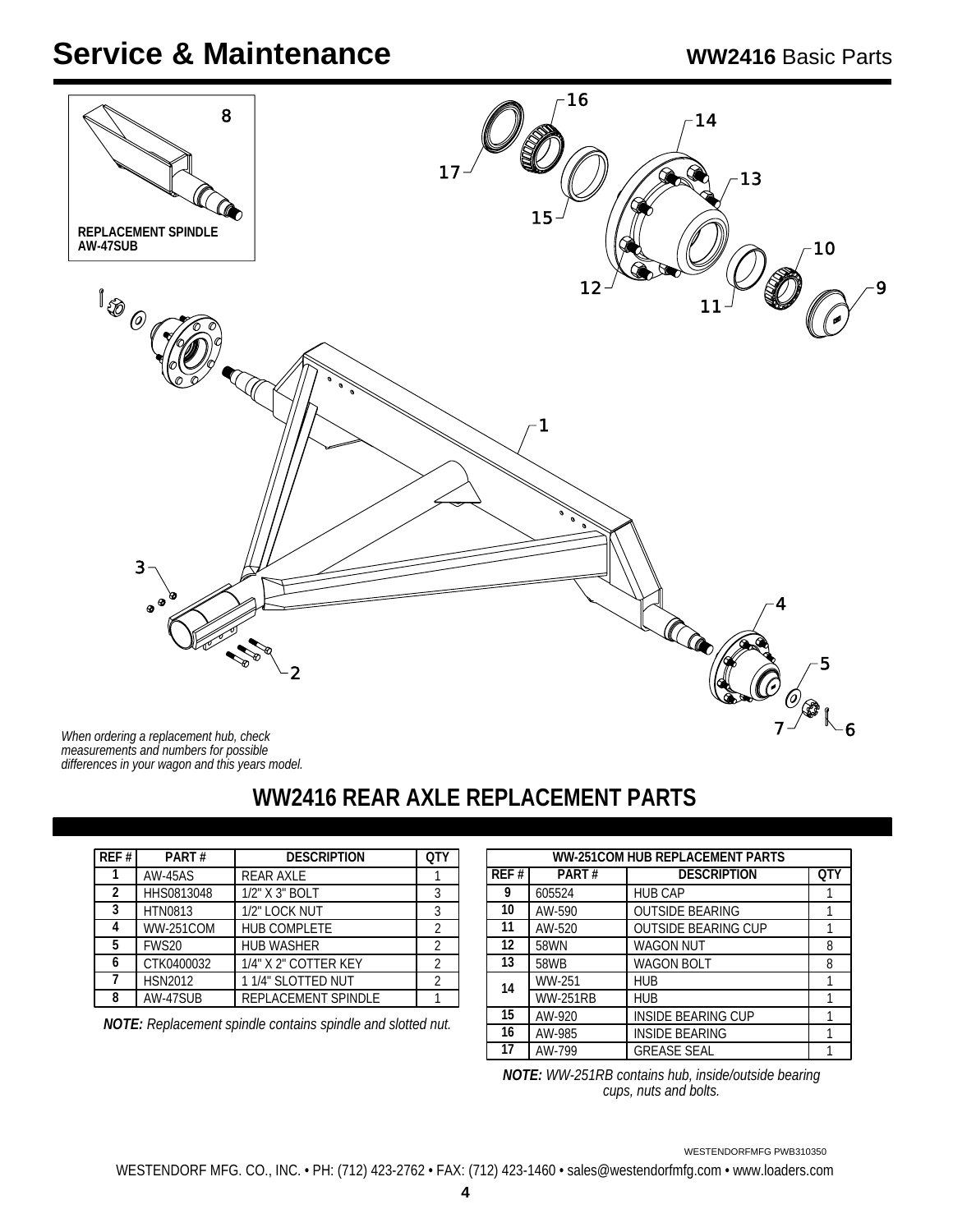# Service & Maintenance

**WW2416** Basic Parts

**REPLACEMENT SPINDLE AW-47SUB**

*When ordering a replacement hub, check measurements and numbers for possible differences in your wagon and this years model.*

## WW2416 REAR AXLE REPLACEMENT PARTS

| REF # | PART # | DESCRIPTION | QTY |
|---|---|---|---|
| 1 | AW-45AS | REAR AXLE | 1 |
| 2 | HHS0813048 | 1/2" X 3" BOLT | 3 |
| 3 | HTN0813 | 1/2" LOCK NUT | 3 |
| 4 | WW-251COM | HUB COMPLETE | 2 |
| 5 | FWS20 | HUB WASHER | 2 |
| 6 | CTK0400032 | 1/4" X 2" COTTER KEY | 2 |
| 7 | HSN2012 | 1 1/4" SLOTTED NUT | 2 |
| 8 | AW-47SUB | REPLACEMENT SPINDLE | 1 |

***NOTE:*** *Replacement spindle contains spindle and slotted nut.*

| WW-251COM HUB REPLACEMENT PARTS | | | |
|---|---|---|---|
| REF # | PART # | DESCRIPTION | QTY |
| 9 | 605524 | HUB CAP | 1 |
| 10 | AW-590 | OUTSIDE BEARING | 1 |
| 11 | AW-520 | OUTSIDE BEARING CUP | 1 |
| 12 | 58WN | WAGON NUT | 8 |
| 13 | 58WB | WAGON BOLT | 8 |
| 14 | WW-251 | HUB | 1 |
| | WW-251RB | HUB | 1 |
| 15 | AW-920 | INSIDE BEARING CUP | 1 |
| 16 | AW-985 | INSIDE BEARING | 1 |
| 17 | AW-799 | GREASE SEAL | 1 |

***NOTE:*** *WW-251RB contains hub, inside/outside bearing cups, nuts and bolts.*

WESTENDORFMFG PWB310350

WESTENDORF MFG. CO., INC. • PH: (712) 423-2762 • FAX: (712) 423-1460 • sales@westendorfmfg.com • www.loaders.com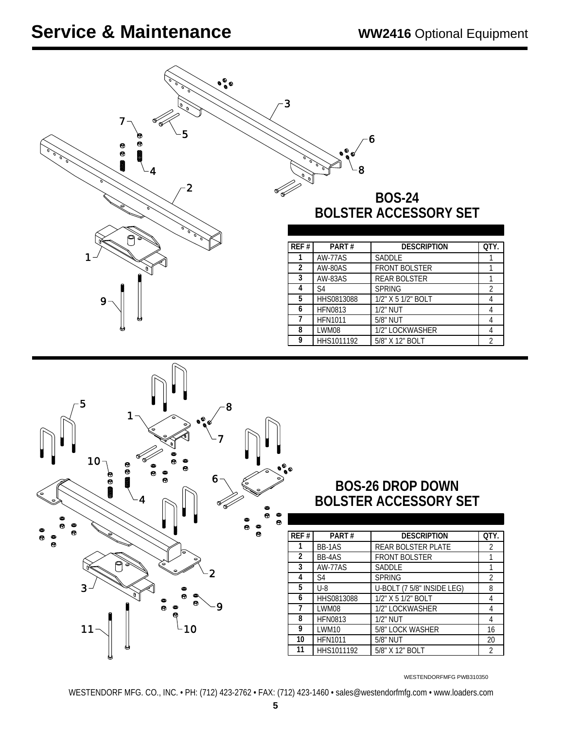# Service & Maintenance

**WW2416** Optional Equipment

## BOS-24 BOLSTER ACCESSORY SET

| REF # | PART # | DESCRIPTION | QTY. |
|---|---|---|---|
| 1 | AW-77AS | SADDLE | 1 |
| 2 | AW-80AS | FRONT BOLSTER | 1 |
| 3 | AW-83AS | REAR BOLSTER | 1 |
| 4 | S4 | SPRING | 2 |
| 5 | HHS0813088 | 1/2" X 5 1/2" BOLT | 4 |
| 6 | HFN0813 | 1/2" NUT | 4 |
| 7 | HFN1011 | 5/8" NUT | 4 |
| 8 | LWM08 | 1/2" LOCKWASHER | 4 |
| 9 | HHS1011192 | 5/8" X 12" BOLT | 2 |

## BOS-26 DROP DOWN BOLSTER ACCESSORY SET

| REF # | PART # | DESCRIPTION | QTY. |
|---|---|---|---|
| 1 | BB-1AS | REAR BOLSTER PLATE | 2 |
| 2 | BB-4AS | FRONT BOLSTER | 1 |
| 3 | AW-77AS | SADDLE | 1 |
| 4 | S4 | SPRING | 2 |
| 5 | U-8 | U-BOLT (7 5/8" INSIDE LEG) | 8 |
| 6 | HHS0813088 | 1/2" X 5 1/2" BOLT | 4 |
| 7 | LWM08 | 1/2" LOCKWASHER | 4 |
| 8 | HFN0813 | 1/2" NUT | 4 |
| 9 | LWM10 | 5/8" LOCK WASHER | 16 |
| 10 | HFN1011 | 5/8" NUT | 20 |
| 11 | HHS1011192 | 5/8" X 12" BOLT | 2 |

WESTENDORFMFG PWB310350

WESTENDORF MFG. CO., INC. • PH: (712) 423-2762 • FAX: (712) 423-1460 • sales@westendorfmfg.com • www.loaders.com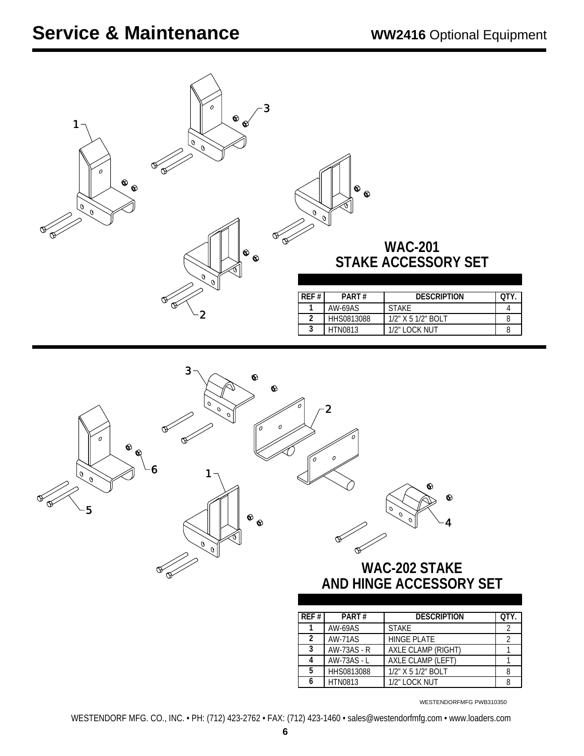# Service & Maintenance

**WW2416** Optional Equipment

## WAC-201 STAKE ACCESSORY SET

| REF # | PART # | DESCRIPTION | QTY. |
|---|---|---|---|
| 1 | AW-69AS | STAKE | 4 |
| 2 | HHS0813088 | 1/2" X 5 1/2" BOLT | 8 |
| 3 | HTN0813 | 1/2" LOCK NUT | 8 |

## WAC-202 STAKE AND HINGE ACCESSORY SET

| REF # | PART # | DESCRIPTION | QTY. |
|---|---|---|---|
| 1 | AW-69AS | STAKE | 2 |
| 2 | AW-71AS | HINGE PLATE | 2 |
| 3 | AW-73AS - R | AXLE CLAMP (RIGHT) | 1 |
| 4 | AW-73AS - L | AXLE CLAMP (LEFT) | 1 |
| 5 | HHS0813088 | 1/2" X 5 1/2" BOLT | 8 |
| 6 | HTN0813 | 1/2" LOCK NUT | 8 |

WESTENDORFMFG PWB310350

WESTENDORF MFG. CO., INC. • PH: (712) 423-2762 • FAX: (712) 423-1460 • sales@westendorfmfg.com • www.loaders.com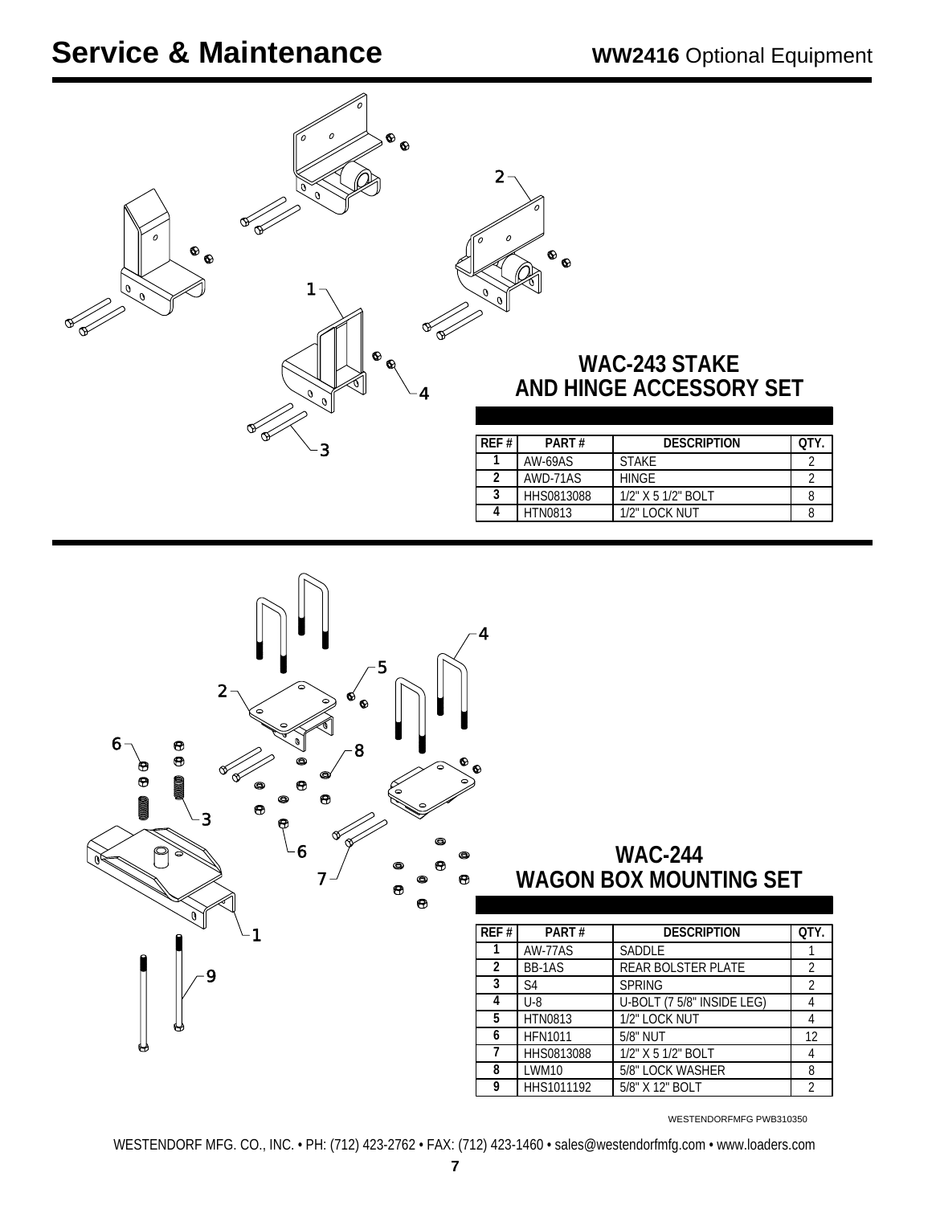# Service & Maintenance

**WW2416** Optional Equipment

## WAC-243 STAKE AND HINGE ACCESSORY SET

| REF # | PART # | DESCRIPTION | QTY. |
|---|---|---|---|
| 1 | AW-69AS | STAKE | 2 |
| 2 | AWD-71AS | HINGE | 2 |
| 3 | HHS0813088 | 1/2" X 5 1/2" BOLT | 8 |
| 4 | HTN0813 | 1/2" LOCK NUT | 8 |

## WAC-244 WAGON BOX MOUNTING SET

| REF # | PART # | DESCRIPTION | QTY. |
|---|---|---|---|
| 1 | AW-77AS | SADDLE | 1 |
| 2 | BB-1AS | REAR BOLSTER PLATE | 2 |
| 3 | S4 | SPRING | 2 |
| 4 | U-8 | U-BOLT (7 5/8" INSIDE LEG) | 4 |
| 5 | HTN0813 | 1/2" LOCK NUT | 4 |
| 6 | HFN1011 | 5/8" NUT | 12 |
| 7 | HHS0813088 | 1/2" X 5 1/2" BOLT | 4 |
| 8 | LWM10 | 5/8" LOCK WASHER | 8 |
| 9 | HHS1011192 | 5/8" X 12" BOLT | 2 |

WESTENDORFMFG PWB310350

WESTENDORF MFG. CO., INC. • PH: (712) 423-2762 • FAX: (712) 423-1460 • sales@westendorfmfg.com • www.loaders.com